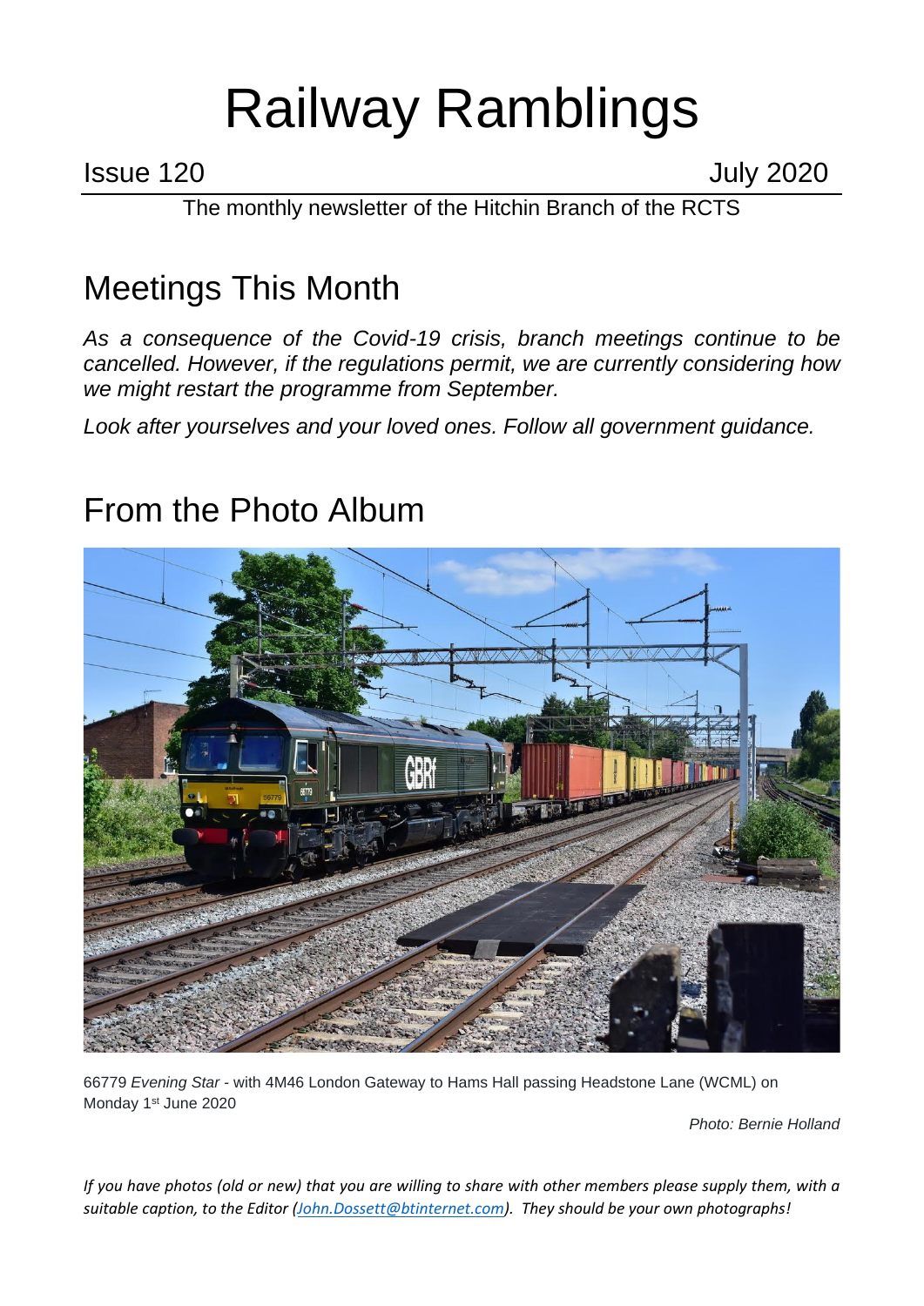# Railway Ramblings

Issue 120 July 2020

The monthly newsletter of the Hitchin Branch of the RCTS

## Meetings This Month

*As a consequence of the Covid-19 crisis, branch meetings continue to be cancelled. However, if the regulations permit, we are currently considering how we might restart the programme from September.*

*Look after yourselves and your loved ones. Follow all government guidance.*

## From the Photo Album

66779 *Evening Star* - with 4M46 London Gateway to Hams Hall passing Headstone Lane (WCML) on Monday 1st June 2020

*Photo: Bernie Holland*

*If you have photos (old or new) that you are willing to share with other members please supply them, with a suitable caption, to the Editor (John.Dossett@btinternet.com). They should be your own photographs!*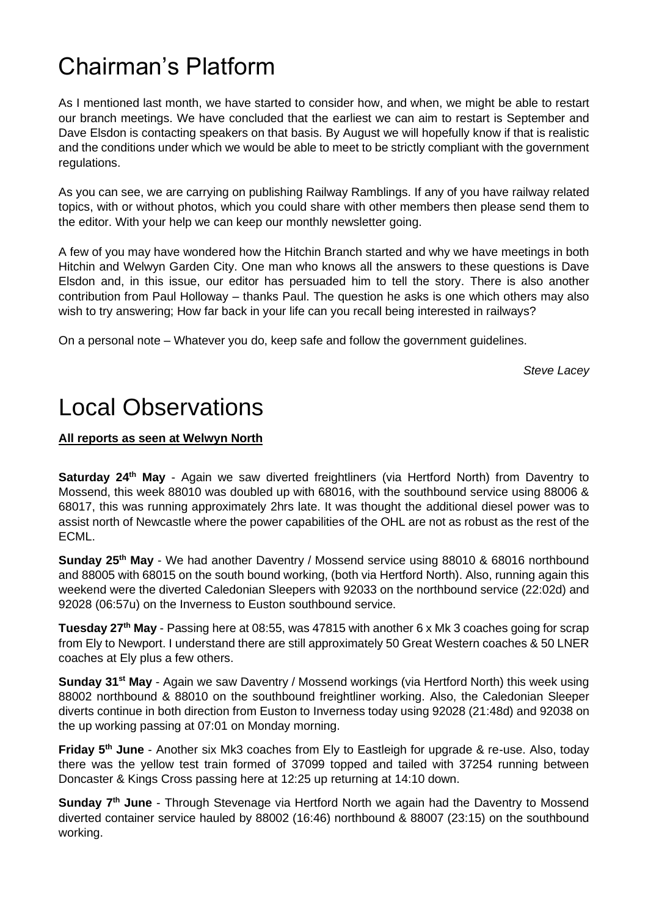# Chairman's Platform

As I mentioned last month, we have started to consider how, and when, we might be able to restart our branch meetings. We have concluded that the earliest we can aim to restart is September and Dave Elsdon is contacting speakers on that basis. By August we will hopefully know if that is realistic and the conditions under which we would be able to meet to be strictly compliant with the government regulations.

As you can see, we are carrying on publishing Railway Ramblings. If any of you have railway related topics, with or without photos, which you could share with other members then please send them to the editor. With your help we can keep our monthly newsletter going.

A few of you may have wondered how the Hitchin Branch started and why we have meetings in both Hitchin and Welwyn Garden City. One man who knows all the answers to these questions is Dave Elsdon and, in this issue, our editor has persuaded him to tell the story. There is also another contribution from Paul Holloway – thanks Paul. The question he asks is one which others may also wish to try answering; How far back in your life can you recall being interested in railways?

On a personal note – Whatever you do, keep safe and follow the government guidelines.

*Steve Lacey*

# Local Observations

**All reports as seen at Welwyn North**

**Saturday 24th May** - Again we saw diverted freightliners (via Hertford North) from Daventry to Mossend, this week 88010 was doubled up with 68016, with the southbound service using 88006 & 68017, this was running approximately 2hrs late. It was thought the additional diesel power was to assist north of Newcastle where the power capabilities of the OHL are not as robust as the rest of the ECML.

**Sunday 25th May** - We had another Daventry / Mossend service using 88010 & 68016 northbound and 88005 with 68015 on the south bound working, (both via Hertford North). Also, running again this weekend were the diverted Caledonian Sleepers with 92033 on the northbound service (22:02d) and 92028 (06:57u) on the Inverness to Euston southbound service.

**Tuesday 27th May** - Passing here at 08:55, was 47815 with another 6 x Mk 3 coaches going for scrap from Ely to Newport. I understand there are still approximately 50 Great Western coaches & 50 LNER coaches at Ely plus a few others.

**Sunday 31st May** - Again we saw Daventry / Mossend workings (via Hertford North) this week using 88002 northbound & 88010 on the southbound freightliner working. Also, the Caledonian Sleeper diverts continue in both direction from Euston to Inverness today using 92028 (21:48d) and 92038 on the up working passing at 07:01 on Monday morning.

**Friday 5th June** - Another six Mk3 coaches from Ely to Eastleigh for upgrade & re-use. Also, today there was the yellow test train formed of 37099 topped and tailed with 37254 running between Doncaster & Kings Cross passing here at 12:25 up returning at 14:10 down.

**Sunday 7th June** - Through Stevenage via Hertford North we again had the Daventry to Mossend diverted container service hauled by 88002 (16:46) northbound & 88007 (23:15) on the southbound working.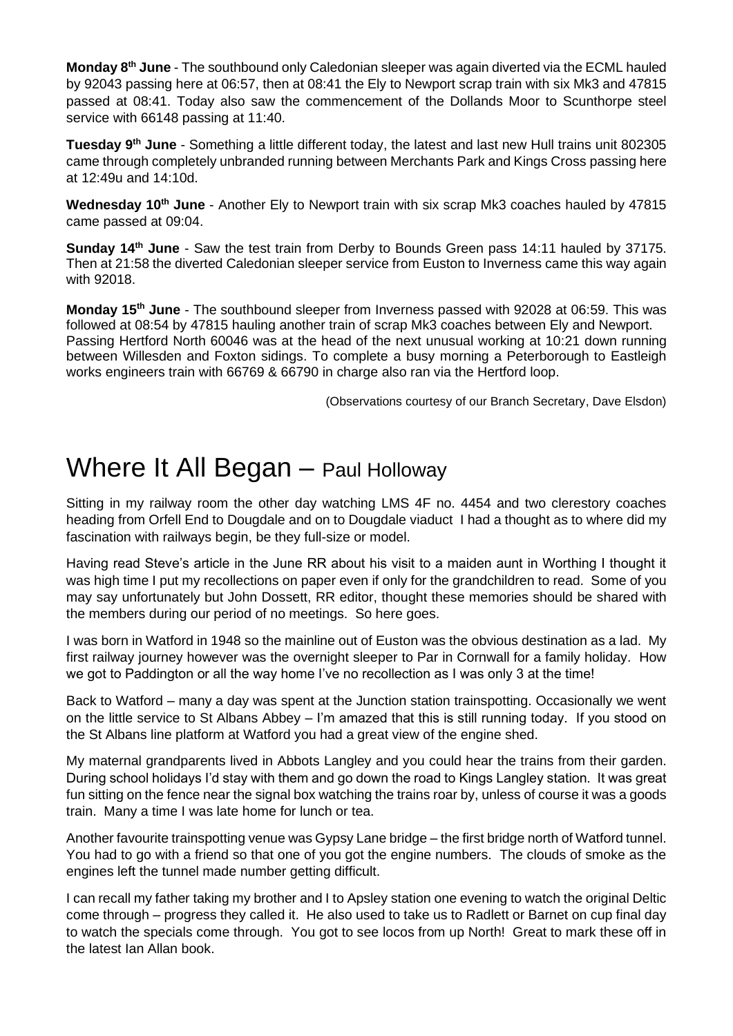**Monday 8th June** - The southbound only Caledonian sleeper was again diverted via the ECML hauled by 92043 passing here at 06:57, then at 08:41 the Ely to Newport scrap train with six Mk3 and 47815 passed at 08:41. Today also saw the commencement of the Dollands Moor to Scunthorpe steel service with 66148 passing at 11:40.

**Tuesday 9th June** - Something a little different today, the latest and last new Hull trains unit 802305 came through completely unbranded running between Merchants Park and Kings Cross passing here at 12:49u and 14:10d.

**Wednesday 10th June** - Another Ely to Newport train with six scrap Mk3 coaches hauled by 47815 came passed at 09:04.

**Sunday 14th June** - Saw the test train from Derby to Bounds Green pass 14:11 hauled by 37175. Then at 21:58 the diverted Caledonian sleeper service from Euston to Inverness came this way again with 92018.

**Monday 15th June** - The southbound sleeper from Inverness passed with 92028 at 06:59. This was followed at 08:54 by 47815 hauling another train of scrap Mk3 coaches between Ely and Newport. Passing Hertford North 60046 was at the head of the next unusual working at 10:21 down running between Willesden and Foxton sidings. To complete a busy morning a Peterborough to Eastleigh works engineers train with 66769 & 66790 in charge also ran via the Hertford loop.

(Observations courtesy of our Branch Secretary, Dave Elsdon)

# Where It All Began – Paul Holloway

Sitting in my railway room the other day watching LMS 4F no. 4454 and two clerestory coaches heading from Orfell End to Dougdale and on to Dougdale viaduct I had a thought as to where did my fascination with railways begin, be they full-size or model.

Having read Steve's article in the June RR about his visit to a maiden aunt in Worthing I thought it was high time I put my recollections on paper even if only for the grandchildren to read. Some of you may say unfortunately but John Dossett, RR editor, thought these memories should be shared with the members during our period of no meetings. So here goes.

I was born in Watford in 1948 so the mainline out of Euston was the obvious destination as a lad. My first railway journey however was the overnight sleeper to Par in Cornwall for a family holiday. How we got to Paddington or all the way home I've no recollection as I was only 3 at the time!

Back to Watford – many a day was spent at the Junction station trainspotting. Occasionally we went on the little service to St Albans Abbey – I'm amazed that this is still running today. If you stood on the St Albans line platform at Watford you had a great view of the engine shed.

My maternal grandparents lived in Abbots Langley and you could hear the trains from their garden. During school holidays I'd stay with them and go down the road to Kings Langley station. It was great fun sitting on the fence near the signal box watching the trains roar by, unless of course it was a goods train. Many a time I was late home for lunch or tea.

Another favourite trainspotting venue was Gypsy Lane bridge – the first bridge north of Watford tunnel. You had to go with a friend so that one of you got the engine numbers. The clouds of smoke as the engines left the tunnel made number getting difficult.

I can recall my father taking my brother and I to Apsley station one evening to watch the original Deltic come through – progress they called it. He also used to take us to Radlett or Barnet on cup final day to watch the specials come through. You got to see locos from up North! Great to mark these off in the latest Ian Allan book.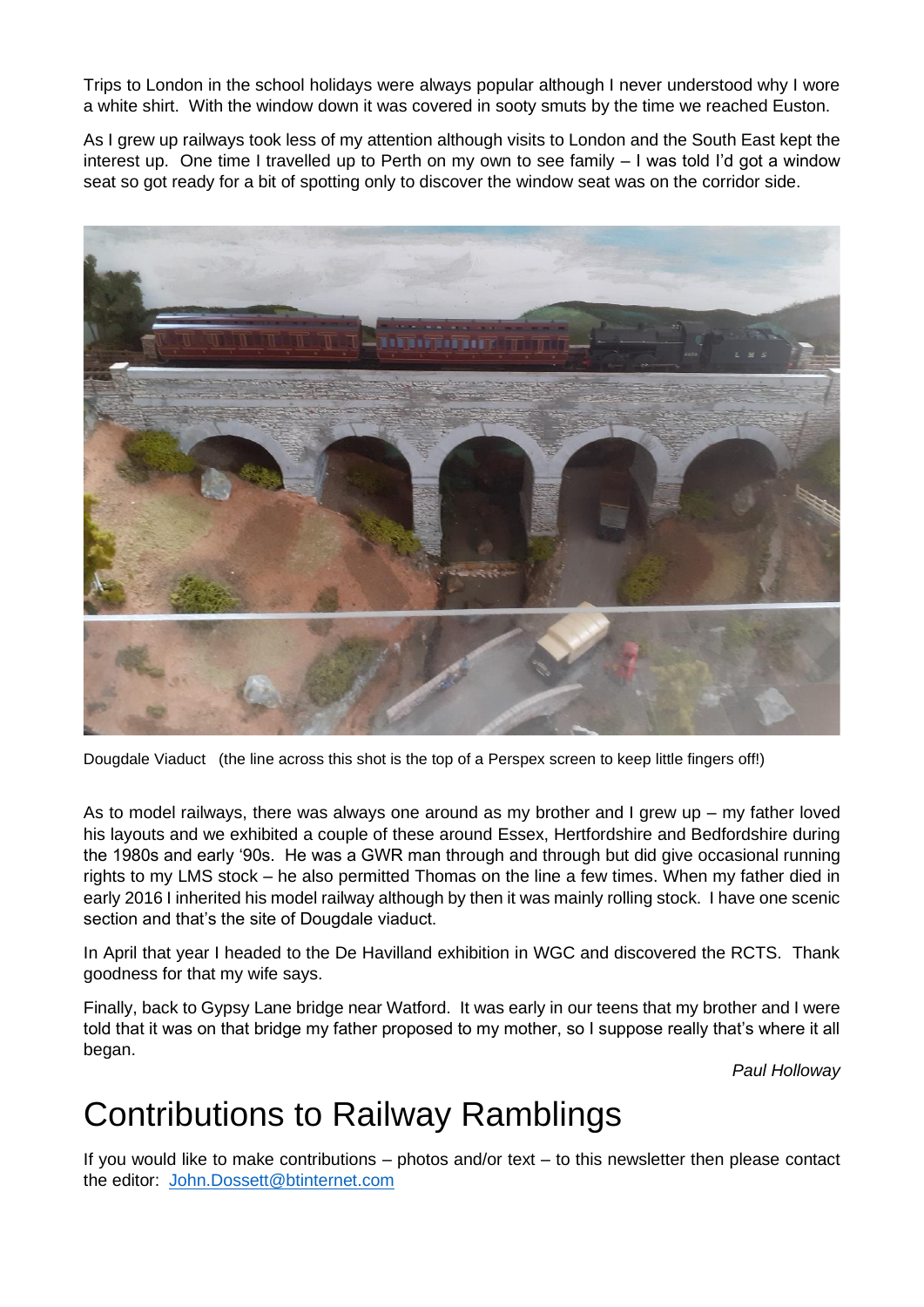Trips to London in the school holidays were always popular although I never understood why I wore a white shirt. With the window down it was covered in sooty smuts by the time we reached Euston.

As I grew up railways took less of my attention although visits to London and the South East kept the interest up. One time I travelled up to Perth on my own to see family – I was told I'd got a window seat so got ready for a bit of spotting only to discover the window seat was on the corridor side.

Dougdale Viaduct (the line across this shot is the top of a Perspex screen to keep little fingers off!)

As to model railways, there was always one around as my brother and I grew up – my father loved his layouts and we exhibited a couple of these around Essex, Hertfordshire and Bedfordshire during the 1980s and early '90s. He was a GWR man through and through but did give occasional running rights to my LMS stock – he also permitted Thomas on the line a few times. When my father died in early 2016 I inherited his model railway although by then it was mainly rolling stock. I have one scenic section and that's the site of Dougdale viaduct.

In April that year I headed to the De Havilland exhibition in WGC and discovered the RCTS. Thank goodness for that my wife says.

Finally, back to Gypsy Lane bridge near Watford. It was early in our teens that my brother and I were told that it was on that bridge my father proposed to my mother, so I suppose really that's where it all began.

*Paul Holloway*

# Contributions to Railway Ramblings

If you would like to make contributions – photos and/or text – to this newsletter then please contact the editor: [John.Dossett@btinternet.com](mailto:John.Dossett@btinternet.com)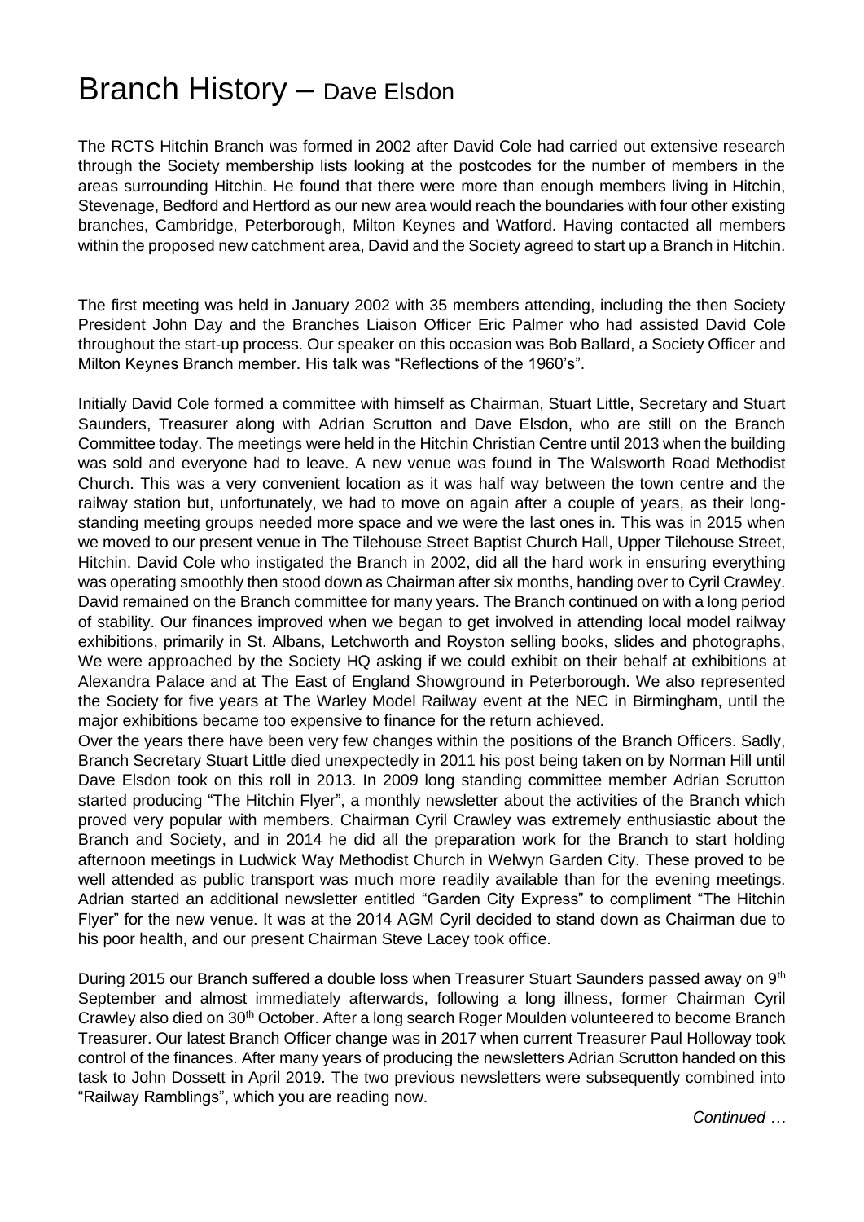# Branch History – Dave Elsdon

The RCTS Hitchin Branch was formed in 2002 after David Cole had carried out extensive research through the Society membership lists looking at the postcodes for the number of members in the areas surrounding Hitchin. He found that there were more than enough members living in Hitchin, Stevenage, Bedford and Hertford as our new area would reach the boundaries with four other existing branches, Cambridge, Peterborough, Milton Keynes and Watford. Having contacted all members within the proposed new catchment area, David and the Society agreed to start up a Branch in Hitchin.

The first meeting was held in January 2002 with 35 members attending, including the then Society President John Day and the Branches Liaison Officer Eric Palmer who had assisted David Cole throughout the start-up process. Our speaker on this occasion was Bob Ballard, a Society Officer and Milton Keynes Branch member. His talk was "Reflections of the 1960's".

Initially David Cole formed a committee with himself as Chairman, Stuart Little, Secretary and Stuart Saunders, Treasurer along with Adrian Scrutton and Dave Elsdon, who are still on the Branch Committee today. The meetings were held in the Hitchin Christian Centre until 2013 when the building was sold and everyone had to leave. A new venue was found in The Walsworth Road Methodist Church. This was a very convenient location as it was half way between the town centre and the railway station but, unfortunately, we had to move on again after a couple of years, as their long-standing meeting groups needed more space and we were the last ones in. This was in 2015 when we moved to our present venue in The Tilehouse Street Baptist Church Hall, Upper Tilehouse Street, Hitchin. David Cole who instigated the Branch in 2002, did all the hard work in ensuring everything was operating smoothly then stood down as Chairman after six months, handing over to Cyril Crawley. David remained on the Branch committee for many years. The Branch continued on with a long period of stability. Our finances improved when we began to get involved in attending local model railway exhibitions, primarily in St. Albans, Letchworth and Royston selling books, slides and photographs, We were approached by the Society HQ asking if we could exhibit on their behalf at exhibitions at Alexandra Palace and at The East of England Showground in Peterborough. We also represented the Society for five years at The Warley Model Railway event at the NEC in Birmingham, until the major exhibitions became too expensive to finance for the return achieved.

Over the years there have been very few changes within the positions of the Branch Officers. Sadly, Branch Secretary Stuart Little died unexpectedly in 2011 his post being taken on by Norman Hill until Dave Elsdon took on this roll in 2013. In 2009 long standing committee member Adrian Scrutton started producing "The Hitchin Flyer", a monthly newsletter about the activities of the Branch which proved very popular with members. Chairman Cyril Crawley was extremely enthusiastic about the Branch and Society, and in 2014 he did all the preparation work for the Branch to start holding afternoon meetings in Ludwick Way Methodist Church in Welwyn Garden City. These proved to be well attended as public transport was much more readily available than for the evening meetings. Adrian started an additional newsletter entitled "Garden City Express" to compliment "The Hitchin Flyer" for the new venue. It was at the 2014 AGM Cyril decided to stand down as Chairman due to his poor health, and our present Chairman Steve Lacey took office.

During 2015 our Branch suffered a double loss when Treasurer Stuart Saunders passed away on 9th September and almost immediately afterwards, following a long illness, former Chairman Cyril Crawley also died on 30th October. After a long search Roger Moulden volunteered to become Branch Treasurer. Our latest Branch Officer change was in 2017 when current Treasurer Paul Holloway took control of the finances. After many years of producing the newsletters Adrian Scrutton handed on this task to John Dossett in April 2019. The two previous newsletters were subsequently combined into "Railway Ramblings", which you are reading now.

*Continued …*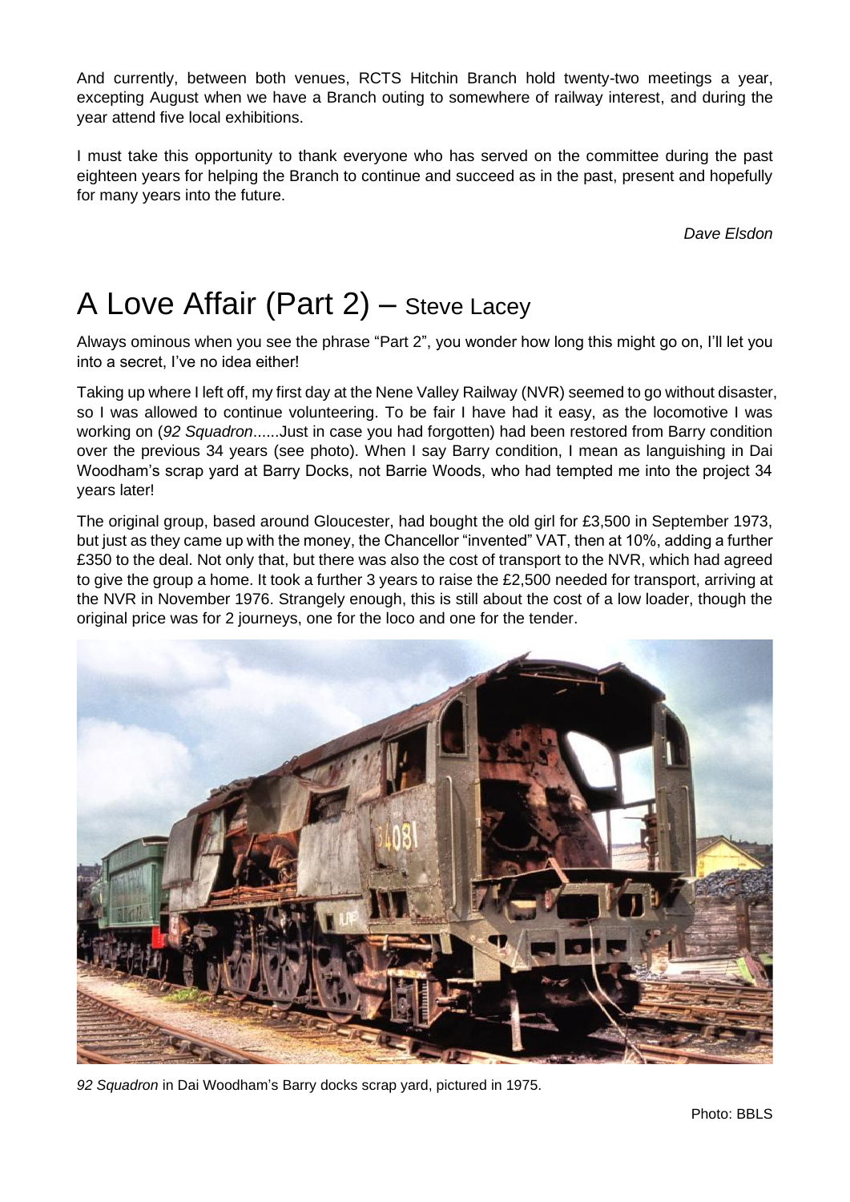And currently, between both venues, RCTS Hitchin Branch hold twenty-two meetings a year, excepting August when we have a Branch outing to somewhere of railway interest, and during the year attend five local exhibitions.

I must take this opportunity to thank everyone who has served on the committee during the past eighteen years for helping the Branch to continue and succeed as in the past, present and hopefully for many years into the future.

*Dave Elsdon*

# A Love Affair (Part 2) – Steve Lacey

Always ominous when you see the phrase "Part 2", you wonder how long this might go on, I'll let you into a secret, I've no idea either!

Taking up where I left off, my first day at the Nene Valley Railway (NVR) seemed to go without disaster, so I was allowed to continue volunteering. To be fair I have had it easy, as the locomotive I was working on (*92 Squadron*......Just in case you had forgotten) had been restored from Barry condition over the previous 34 years (see photo). When I say Barry condition, I mean as languishing in Dai Woodham's scrap yard at Barry Docks, not Barrie Woods, who had tempted me into the project 34 years later!

The original group, based around Gloucester, had bought the old girl for £3,500 in September 1973, but just as they came up with the money, the Chancellor "invented" VAT, then at 10%, adding a further £350 to the deal. Not only that, but there was also the cost of transport to the NVR, which had agreed to give the group a home. It took a further 3 years to raise the £2,500 needed for transport, arriving at the NVR in November 1976. Strangely enough, this is still about the cost of a low loader, though the original price was for 2 journeys, one for the loco and one for the tender.

*92 Squadron* in Dai Woodham's Barry docks scrap yard, pictured in 1975.

Photo: BBLS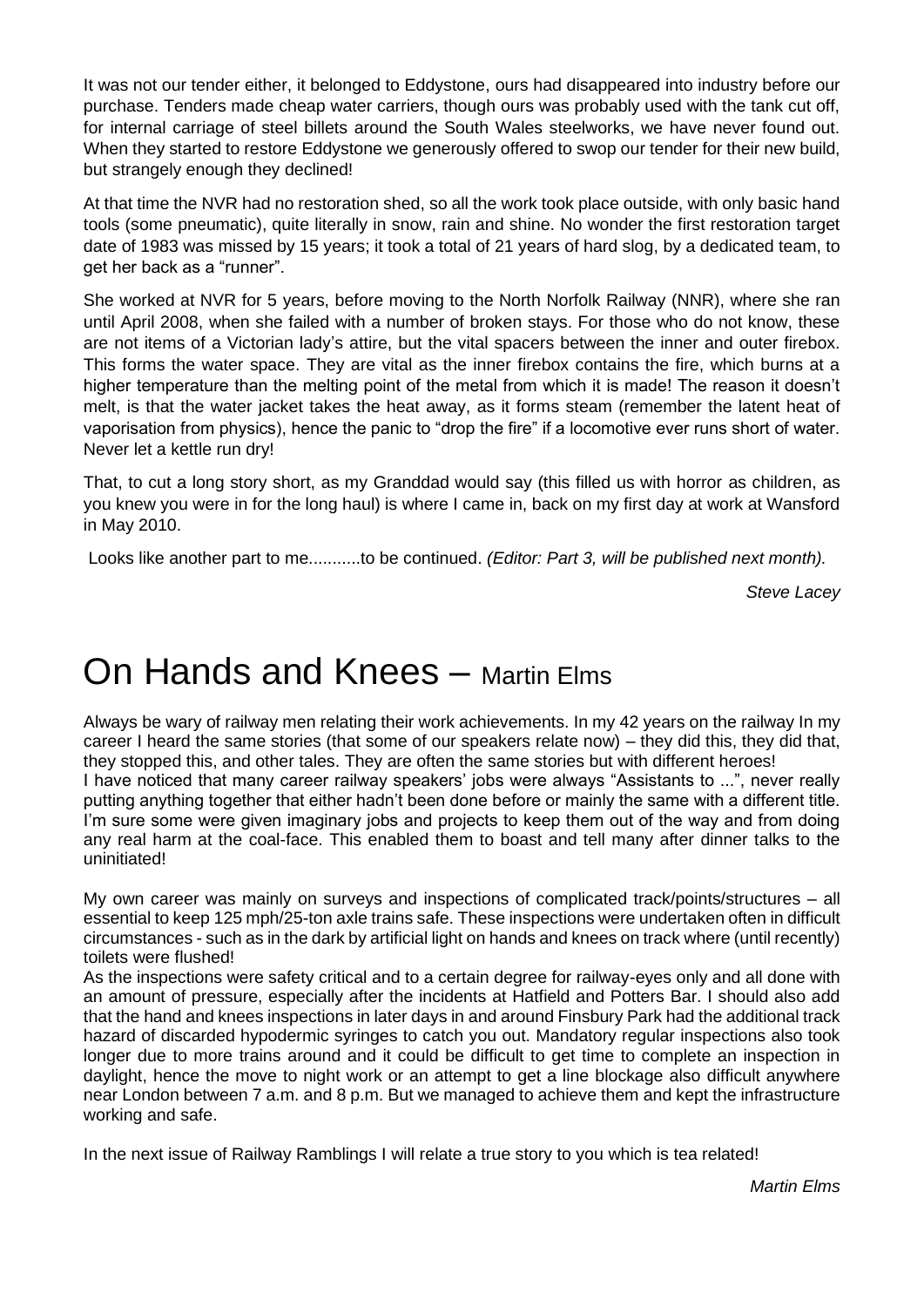It was not our tender either, it belonged to Eddystone, ours had disappeared into industry before our purchase. Tenders made cheap water carriers, though ours was probably used with the tank cut off, for internal carriage of steel billets around the South Wales steelworks, we have never found out. When they started to restore Eddystone we generously offered to swop our tender for their new build, but strangely enough they declined!

At that time the NVR had no restoration shed, so all the work took place outside, with only basic hand tools (some pneumatic), quite literally in snow, rain and shine. No wonder the first restoration target date of 1983 was missed by 15 years; it took a total of 21 years of hard slog, by a dedicated team, to get her back as a "runner".

She worked at NVR for 5 years, before moving to the North Norfolk Railway (NNR), where she ran until April 2008, when she failed with a number of broken stays. For those who do not know, these are not items of a Victorian lady's attire, but the vital spacers between the inner and outer firebox. This forms the water space. They are vital as the inner firebox contains the fire, which burns at a higher temperature than the melting point of the metal from which it is made! The reason it doesn't melt, is that the water jacket takes the heat away, as it forms steam (remember the latent heat of vaporisation from physics), hence the panic to "drop the fire" if a locomotive ever runs short of water. Never let a kettle run dry!

That, to cut a long story short, as my Granddad would say (this filled us with horror as children, as you knew you were in for the long haul) is where I came in, back on my first day at work at Wansford in May 2010.

Looks like another part to me...........to be continued. *(Editor: Part 3, will be published next month).*

*Steve Lacey*

# On Hands and Knees – Martin Elms

Always be wary of railway men relating their work achievements. In my 42 years on the railway In my career I heard the same stories (that some of our speakers relate now) – they did this, they did that, they stopped this, and other tales. They are often the same stories but with different heroes!
I have noticed that many career railway speakers' jobs were always "Assistants to ...", never really putting anything together that either hadn't been done before or mainly the same with a different title. I'm sure some were given imaginary jobs and projects to keep them out of the way and from doing any real harm at the coal-face. This enabled them to boast and tell many after dinner talks to the uninitiated!

My own career was mainly on surveys and inspections of complicated track/points/structures – all essential to keep 125 mph/25-ton axle trains safe. These inspections were undertaken often in difficult circumstances - such as in the dark by artificial light on hands and knees on track where (until recently) toilets were flushed!
As the inspections were safety critical and to a certain degree for railway-eyes only and all done with an amount of pressure, especially after the incidents at Hatfield and Potters Bar. I should also add that the hand and knees inspections in later days in and around Finsbury Park had the additional track hazard of discarded hypodermic syringes to catch you out. Mandatory regular inspections also took longer due to more trains around and it could be difficult to get time to complete an inspection in daylight, hence the move to night work or an attempt to get a line blockage also difficult anywhere near London between 7 a.m. and 8 p.m. But we managed to achieve them and kept the infrastructure working and safe.

In the next issue of Railway Ramblings I will relate a true story to you which is tea related!

*Martin Elms*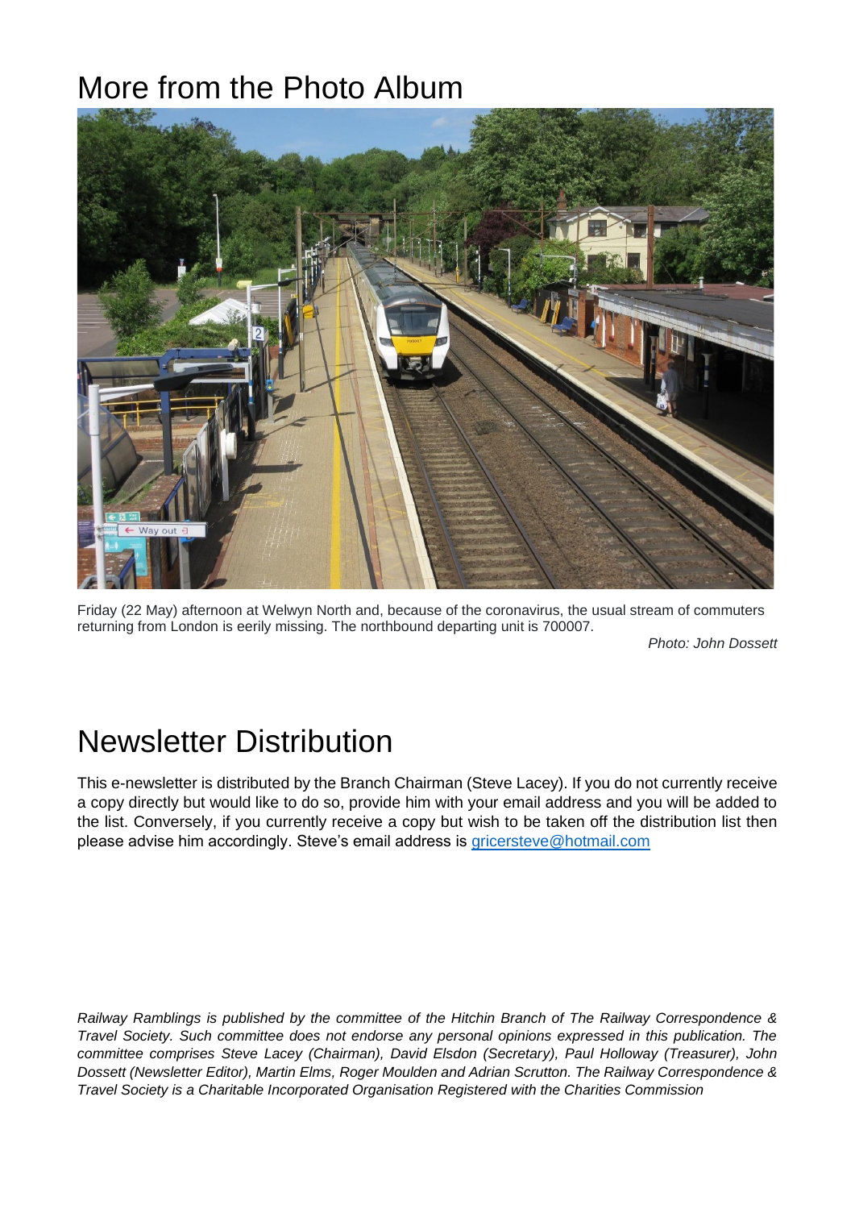# More from the Photo Album

Friday (22 May) afternoon at Welwyn North and, because of the coronavirus, the usual stream of commuters returning from London is eerily missing. The northbound departing unit is 700007.

*Photo: John Dossett*

# Newsletter Distribution

This e-newsletter is distributed by the Branch Chairman (Steve Lacey). If you do not currently receive a copy directly but would like to do so, provide him with your email address and you will be added to the list. Conversely, if you currently receive a copy but wish to be taken off the distribution list then please advise him accordingly. Steve's email address is gricersteve@hotmail.com

*Railway Ramblings is published by the committee of the Hitchin Branch of The Railway Correspondence & Travel Society. Such committee does not endorse any personal opinions expressed in this publication. The committee comprises Steve Lacey (Chairman), David Elsdon (Secretary), Paul Holloway (Treasurer), John Dossett (Newsletter Editor), Martin Elms, Roger Moulden and Adrian Scrutton. The Railway Correspondence & Travel Society is a Charitable Incorporated Organisation Registered with the Charities Commission*